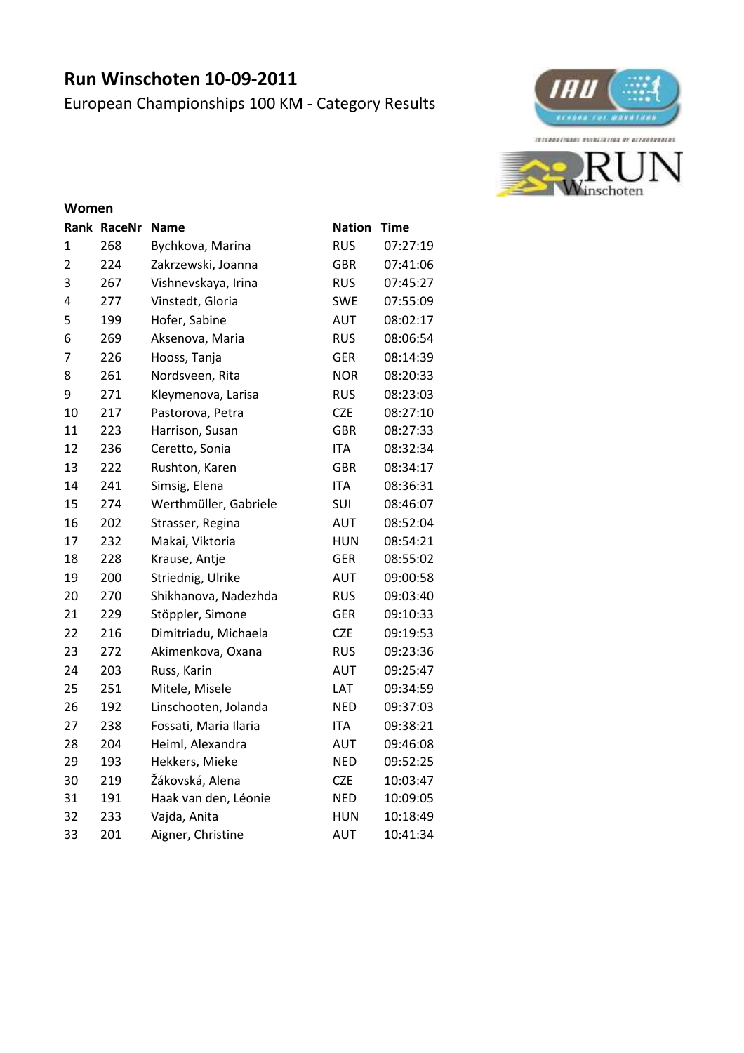# Run Winschoten 10-09-2011

European Championships 100 KM - Category Results

**Women**

| Rank | RaceNr | Name | Nation | Time |
|---|---|---|---|---|
| 1 | 268 | Bychkova, Marina | RUS | 07:27:19 |
| 2 | 224 | Zakrzewski, Joanna | GBR | 07:41:06 |
| 3 | 267 | Vishnevskaya, Irina | RUS | 07:45:27 |
| 4 | 277 | Vinstedt, Gloria | SWE | 07:55:09 |
| 5 | 199 | Hofer, Sabine | AUT | 08:02:17 |
| 6 | 269 | Aksenova, Maria | RUS | 08:06:54 |
| 7 | 226 | Hooss, Tanja | GER | 08:14:39 |
| 8 | 261 | Nordsveen, Rita | NOR | 08:20:33 |
| 9 | 271 | Kleymenova, Larisa | RUS | 08:23:03 |
| 10 | 217 | Pastorova, Petra | CZE | 08:27:10 |
| 11 | 223 | Harrison, Susan | GBR | 08:27:33 |
| 12 | 236 | Ceretto, Sonia | ITA | 08:32:34 |
| 13 | 222 | Rushton, Karen | GBR | 08:34:17 |
| 14 | 241 | Simsig, Elena | ITA | 08:36:31 |
| 15 | 274 | Werthmüller, Gabriele | SUI | 08:46:07 |
| 16 | 202 | Strasser, Regina | AUT | 08:52:04 |
| 17 | 232 | Makai, Viktoria | HUN | 08:54:21 |
| 18 | 228 | Krause, Antje | GER | 08:55:02 |
| 19 | 200 | Striednig, Ulrike | AUT | 09:00:58 |
| 20 | 270 | Shikhanova, Nadezhda | RUS | 09:03:40 |
| 21 | 229 | Stöppler, Simone | GER | 09:10:33 |
| 22 | 216 | Dimitriadu, Michaela | CZE | 09:19:53 |
| 23 | 272 | Akimenkova, Oxana | RUS | 09:23:36 |
| 24 | 203 | Russ, Karin | AUT | 09:25:47 |
| 25 | 251 | Mitele, Misele | LAT | 09:34:59 |
| 26 | 192 | Linschooten, Jolanda | NED | 09:37:03 |
| 27 | 238 | Fossati, Maria Ilaria | ITA | 09:38:21 |
| 28 | 204 | Heiml, Alexandra | AUT | 09:46:08 |
| 29 | 193 | Hekkers, Mieke | NED | 09:52:25 |
| 30 | 219 | Žákovská, Alena | CZE | 10:03:47 |
| 31 | 191 | Haak van den, Léonie | NED | 10:09:05 |
| 32 | 233 | Vajda, Anita | HUN | 10:18:49 |
| 33 | 201 | Aigner, Christine | AUT | 10:41:34 |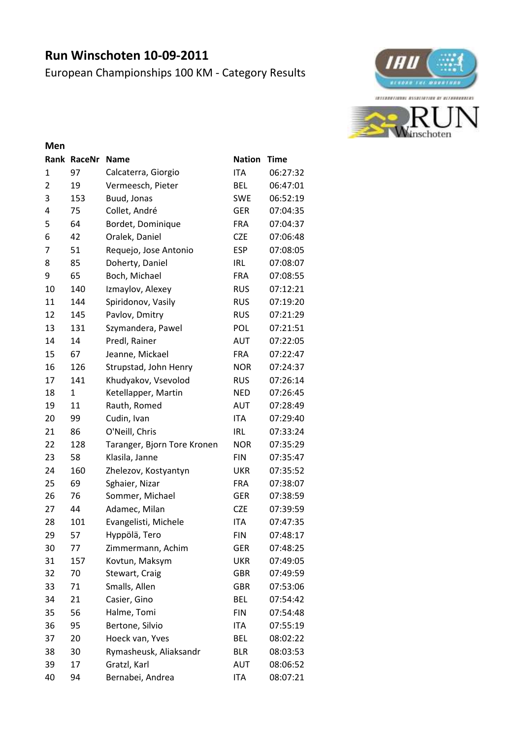# Run Winschoten 10-09-2011

European Championships 100 KM - Category Results

**Men**

| Rank | RaceNr | Name | Nation | Time |
|---|---|---|---|---|
| 1 | 97 | Calcaterra, Giorgio | ITA | 06:27:32 |
| 2 | 19 | Vermeesch, Pieter | BEL | 06:47:01 |
| 3 | 153 | Buud, Jonas | SWE | 06:52:19 |
| 4 | 75 | Collet, André | GER | 07:04:35 |
| 5 | 64 | Bordet, Dominique | FRA | 07:04:37 |
| 6 | 42 | Oralek, Daniel | CZE | 07:06:48 |
| 7 | 51 | Requejo, Jose Antonio | ESP | 07:08:05 |
| 8 | 85 | Doherty, Daniel | IRL | 07:08:07 |
| 9 | 65 | Boch, Michael | FRA | 07:08:55 |
| 10 | 140 | Izmaylov, Alexey | RUS | 07:12:21 |
| 11 | 144 | Spiridonov, Vasily | RUS | 07:19:20 |
| 12 | 145 | Pavlov, Dmitry | RUS | 07:21:29 |
| 13 | 131 | Szymandera, Pawel | POL | 07:21:51 |
| 14 | 14 | Predl, Rainer | AUT | 07:22:05 |
| 15 | 67 | Jeanne, Mickael | FRA | 07:22:47 |
| 16 | 126 | Strupstad, John Henry | NOR | 07:24:37 |
| 17 | 141 | Khudyakov, Vsevolod | RUS | 07:26:14 |
| 18 | 1 | Ketellapper, Martin | NED | 07:26:45 |
| 19 | 11 | Rauth, Romed | AUT | 07:28:49 |
| 20 | 99 | Cudin, Ivan | ITA | 07:29:40 |
| 21 | 86 | O'Neill, Chris | IRL | 07:33:24 |
| 22 | 128 | Taranger, Bjorn Tore Kronen | NOR | 07:35:29 |
| 23 | 58 | Klasila, Janne | FIN | 07:35:47 |
| 24 | 160 | Zhelezov, Kostyantyn | UKR | 07:35:52 |
| 25 | 69 | Sghaier, Nizar | FRA | 07:38:07 |
| 26 | 76 | Sommer, Michael | GER | 07:38:59 |
| 27 | 44 | Adamec, Milan | CZE | 07:39:59 |
| 28 | 101 | Evangelisti, Michele | ITA | 07:47:35 |
| 29 | 57 | Hyppölä, Tero | FIN | 07:48:17 |
| 30 | 77 | Zimmermann, Achim | GER | 07:48:25 |
| 31 | 157 | Kovtun, Maksym | UKR | 07:49:05 |
| 32 | 70 | Stewart, Craig | GBR | 07:49:59 |
| 33 | 71 | Smalls, Allen | GBR | 07:53:06 |
| 34 | 21 | Casier, Gino | BEL | 07:54:42 |
| 35 | 56 | Halme, Tomi | FIN | 07:54:48 |
| 36 | 95 | Bertone, Silvio | ITA | 07:55:19 |
| 37 | 20 | Hoeck van, Yves | BEL | 08:02:22 |
| 38 | 30 | Rymasheusk, Aliaksandr | BLR | 08:03:53 |
| 39 | 17 | Gratzl, Karl | AUT | 08:06:52 |
| 40 | 94 | Bernabei, Andrea | ITA | 08:07:21 |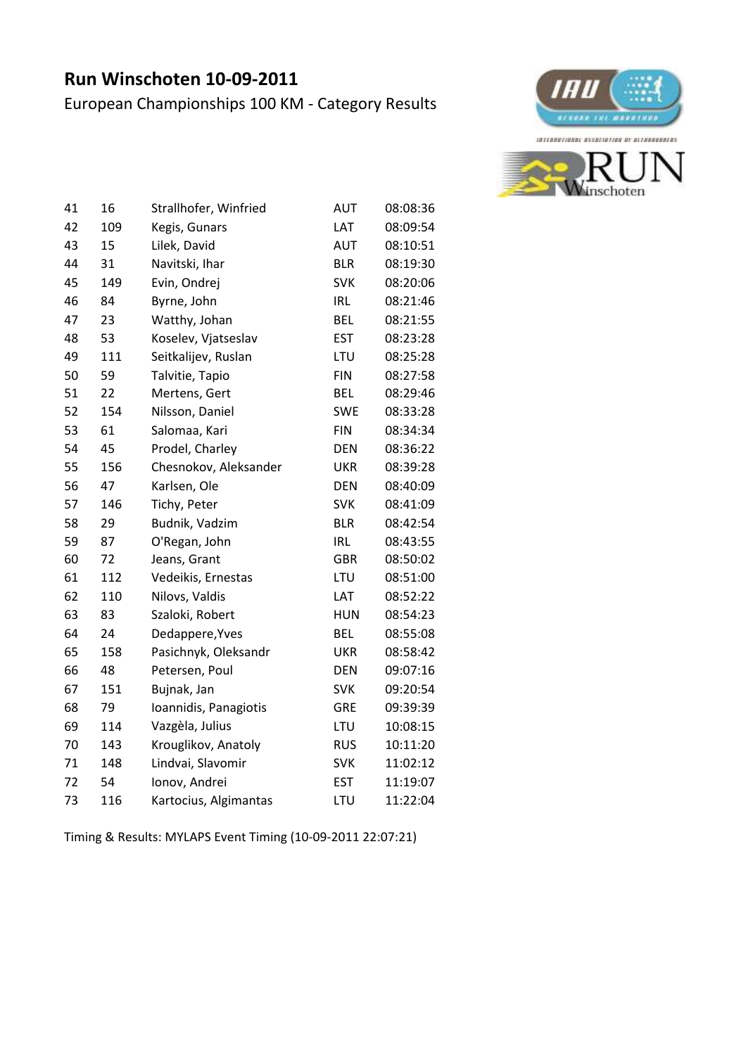# Run Winschoten 10-09-2011

European Championships 100 KM - Category Results

| | | | | |
|---|---|---|---|---|
| 41 | 16 | Strallhofer, Winfried | AUT | 08:08:36 |
| 42 | 109 | Kegis, Gunars | LAT | 08:09:54 |
| 43 | 15 | Lilek, David | AUT | 08:10:51 |
| 44 | 31 | Navitski, Ihar | BLR | 08:19:30 |
| 45 | 149 | Evin, Ondrej | SVK | 08:20:06 |
| 46 | 84 | Byrne, John | IRL | 08:21:46 |
| 47 | 23 | Watthy, Johan | BEL | 08:21:55 |
| 48 | 53 | Koselev, Vjatseslav | EST | 08:23:28 |
| 49 | 111 | Seitkalijev, Ruslan | LTU | 08:25:28 |
| 50 | 59 | Talvitie, Tapio | FIN | 08:27:58 |
| 51 | 22 | Mertens, Gert | BEL | 08:29:46 |
| 52 | 154 | Nilsson, Daniel | SWE | 08:33:28 |
| 53 | 61 | Salomaa, Kari | FIN | 08:34:34 |
| 54 | 45 | Prodel, Charley | DEN | 08:36:22 |
| 55 | 156 | Chesnokov, Aleksander | UKR | 08:39:28 |
| 56 | 47 | Karlsen, Ole | DEN | 08:40:09 |
| 57 | 146 | Tichy, Peter | SVK | 08:41:09 |
| 58 | 29 | Budnik, Vadzim | BLR | 08:42:54 |
| 59 | 87 | O'Regan, John | IRL | 08:43:55 |
| 60 | 72 | Jeans, Grant | GBR | 08:50:02 |
| 61 | 112 | Vedeikis, Ernestas | LTU | 08:51:00 |
| 62 | 110 | Nilovs, Valdis | LAT | 08:52:22 |
| 63 | 83 | Szaloki, Robert | HUN | 08:54:23 |
| 64 | 24 | Dedappere,Yves | BEL | 08:55:08 |
| 65 | 158 | Pasichnyk, Oleksandr | UKR | 08:58:42 |
| 66 | 48 | Petersen, Poul | DEN | 09:07:16 |
| 67 | 151 | Bujnak, Jan | SVK | 09:20:54 |
| 68 | 79 | Ioannidis, Panagiotis | GRE | 09:39:39 |
| 69 | 114 | Vazgèla, Julius | LTU | 10:08:15 |
| 70 | 143 | Krouglikov, Anatoly | RUS | 10:11:20 |
| 71 | 148 | Lindvai, Slavomir | SVK | 11:02:12 |
| 72 | 54 | Ionov, Andrei | EST | 11:19:07 |
| 73 | 116 | Kartocius, Algimantas | LTU | 11:22:04 |

Timing & Results: MYLAPS Event Timing (10-09-2011 22:07:21)